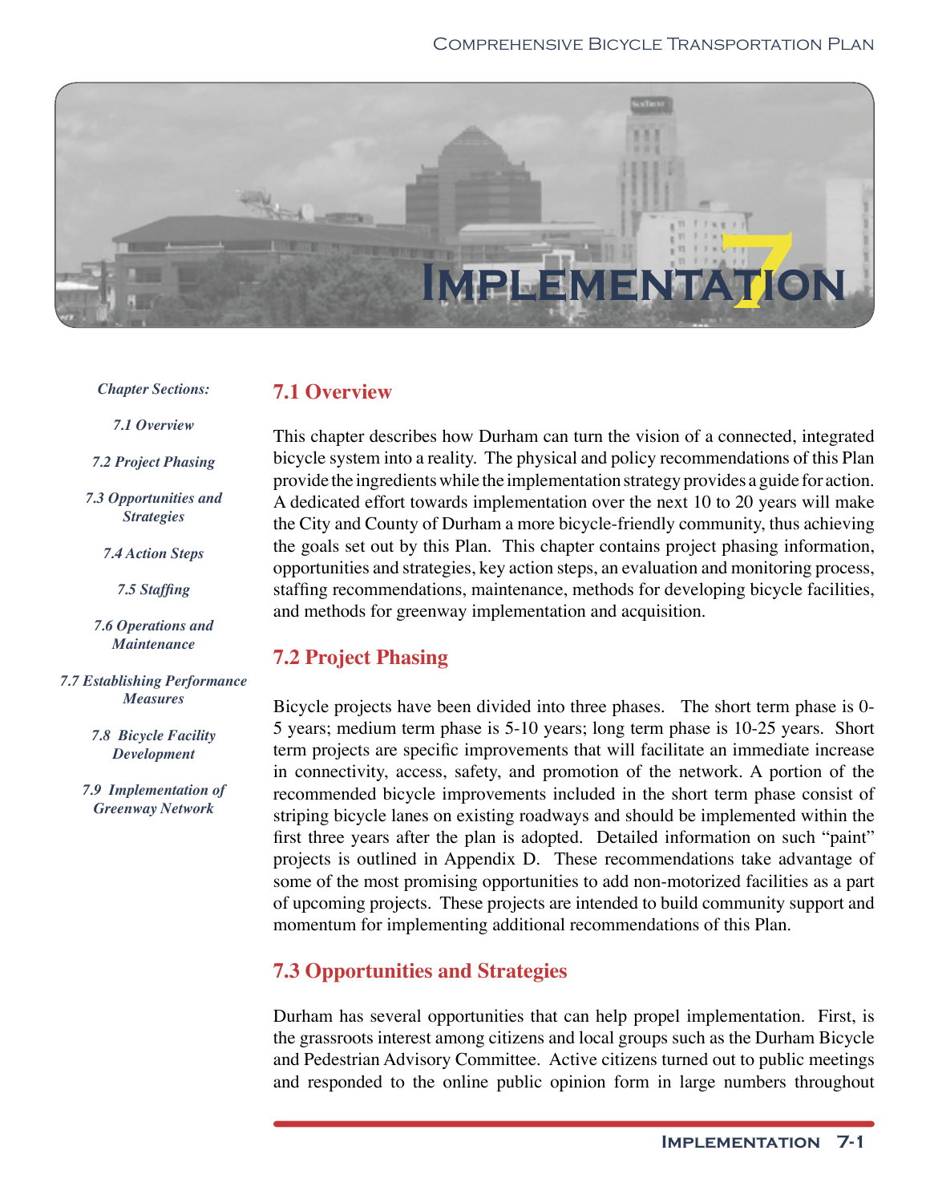# 7 Implementation

*Chapter Sections:*

*7.1 Overview*

*7.2 Project Phasing*

*7.3 Opportunities and Strategies*

*7.4 Action Steps*

*7.5 Staffing*

*7.6 Operations and Maintenance*

*7.7 Establishing Performance Measures*

*7.8 Bicycle Facility Development*

*7.9 Implementation of Greenway Network*

## 7.1 Overview

This chapter describes how Durham can turn the vision of a connected, integrated bicycle system into a reality. The physical and policy recommendations of this Plan provide the ingredients while the implementation strategy provides a guide for action. A dedicated effort towards implementation over the next 10 to 20 years will make the City and County of Durham a more bicycle-friendly community, thus achieving the goals set out by this Plan. This chapter contains project phasing information, opportunities and strategies, key action steps, an evaluation and monitoring process, staffing recommendations, maintenance, methods for developing bicycle facilities, and methods for greenway implementation and acquisition.

## 7.2 Project Phasing

Bicycle projects have been divided into three phases. The short term phase is 0-5 years; medium term phase is 5-10 years; long term phase is 10-25 years. Short term projects are specific improvements that will facilitate an immediate increase in connectivity, access, safety, and promotion of the network. A portion of the recommended bicycle improvements included in the short term phase consist of striping bicycle lanes on existing roadways and should be implemented within the first three years after the plan is adopted. Detailed information on such "paint" projects is outlined in Appendix D. These recommendations take advantage of some of the most promising opportunities to add non-motorized facilities as a part of upcoming projects. These projects are intended to build community support and momentum for implementing additional recommendations of this Plan.

## 7.3 Opportunities and Strategies

Durham has several opportunities that can help propel implementation. First, is the grassroots interest among citizens and local groups such as the Durham Bicycle and Pedestrian Advisory Committee. Active citizens turned out to public meetings and responded to the online public opinion form in large numbers throughout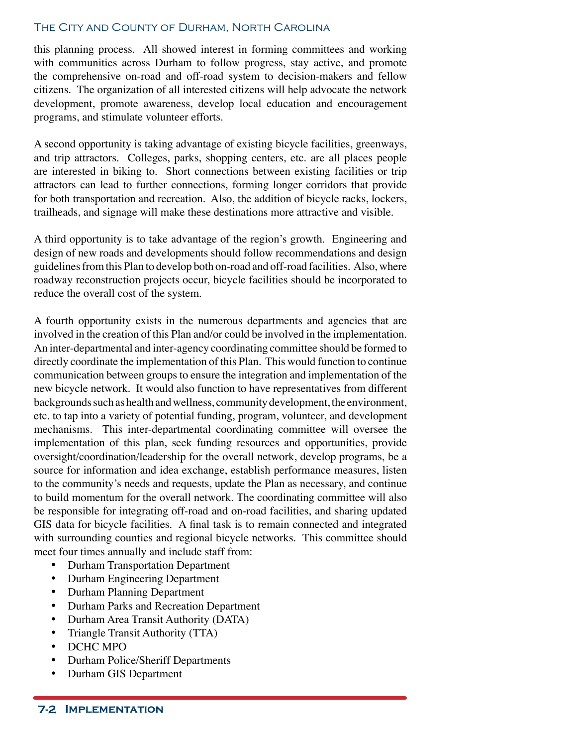this planning process. All showed interest in forming committees and working with communities across Durham to follow progress, stay active, and promote the comprehensive on-road and off-road system to decision-makers and fellow citizens. The organization of all interested citizens will help advocate the network development, promote awareness, develop local education and encouragement programs, and stimulate volunteer efforts.

A second opportunity is taking advantage of existing bicycle facilities, greenways, and trip attractors. Colleges, parks, shopping centers, etc. are all places people are interested in biking to. Short connections between existing facilities or trip attractors can lead to further connections, forming longer corridors that provide for both transportation and recreation. Also, the addition of bicycle racks, lockers, trailheads, and signage will make these destinations more attractive and visible.

A third opportunity is to take advantage of the region's growth. Engineering and design of new roads and developments should follow recommendations and design guidelines from this Plan to develop both on-road and off-road facilities. Also, where roadway reconstruction projects occur, bicycle facilities should be incorporated to reduce the overall cost of the system.

A fourth opportunity exists in the numerous departments and agencies that are involved in the creation of this Plan and/or could be involved in the implementation. An inter-departmental and inter-agency coordinating committee should be formed to directly coordinate the implementation of this Plan. This would function to continue communication between groups to ensure the integration and implementation of the new bicycle network. It would also function to have representatives from different backgrounds such as health and wellness, community development, the environment, etc. to tap into a variety of potential funding, program, volunteer, and development mechanisms. This inter-departmental coordinating committee will oversee the implementation of this plan, seek funding resources and opportunities, provide oversight/coordination/leadership for the overall network, develop programs, be a source for information and idea exchange, establish performance measures, listen to the community's needs and requests, update the Plan as necessary, and continue to build momentum for the overall network. The coordinating committee will also be responsible for integrating off-road and on-road facilities, and sharing updated GIS data for bicycle facilities. A final task is to remain connected and integrated with surrounding counties and regional bicycle networks. This committee should meet four times annually and include staff from:

- Durham Transportation Department
- Durham Engineering Department
- Durham Planning Department
- Durham Parks and Recreation Department
- Durham Area Transit Authority (DATA)
- Triangle Transit Authority (TTA)
- DCHC MPO
- Durham Police/Sheriff Departments
- Durham GIS Department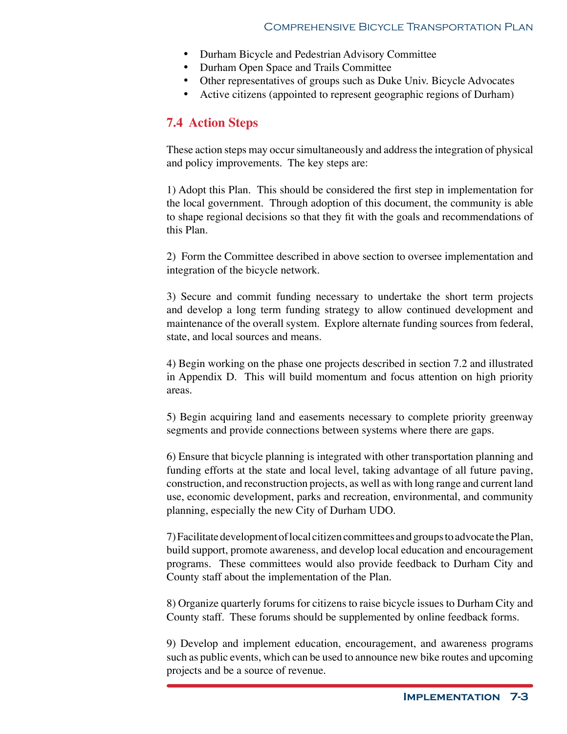- Durham Bicycle and Pedestrian Advisory Committee
- Durham Open Space and Trails Committee
- Other representatives of groups such as Duke Univ. Bicycle Advocates
- Active citizens (appointed to represent geographic regions of Durham)

## 7.4 Action Steps

These action steps may occur simultaneously and address the integration of physical and policy improvements. The key steps are:

1) Adopt this Plan. This should be considered the first step in implementation for the local government. Through adoption of this document, the community is able to shape regional decisions so that they fit with the goals and recommendations of this Plan.

2) Form the Committee described in above section to oversee implementation and integration of the bicycle network.

3) Secure and commit funding necessary to undertake the short term projects and develop a long term funding strategy to allow continued development and maintenance of the overall system. Explore alternate funding sources from federal, state, and local sources and means.

4) Begin working on the phase one projects described in section 7.2 and illustrated in Appendix D. This will build momentum and focus attention on high priority areas.

5) Begin acquiring land and easements necessary to complete priority greenway segments and provide connections between systems where there are gaps.

6) Ensure that bicycle planning is integrated with other transportation planning and funding efforts at the state and local level, taking advantage of all future paving, construction, and reconstruction projects, as well as with long range and current land use, economic development, parks and recreation, environmental, and community planning, especially the new City of Durham UDO.

7) Facilitate development of local citizen committees and groups to advocate the Plan, build support, promote awareness, and develop local education and encouragement programs. These committees would also provide feedback to Durham City and County staff about the implementation of the Plan.

8) Organize quarterly forums for citizens to raise bicycle issues to Durham City and County staff. These forums should be supplemented by online feedback forms.

9) Develop and implement education, encouragement, and awareness programs such as public events, which can be used to announce new bike routes and upcoming projects and be a source of revenue.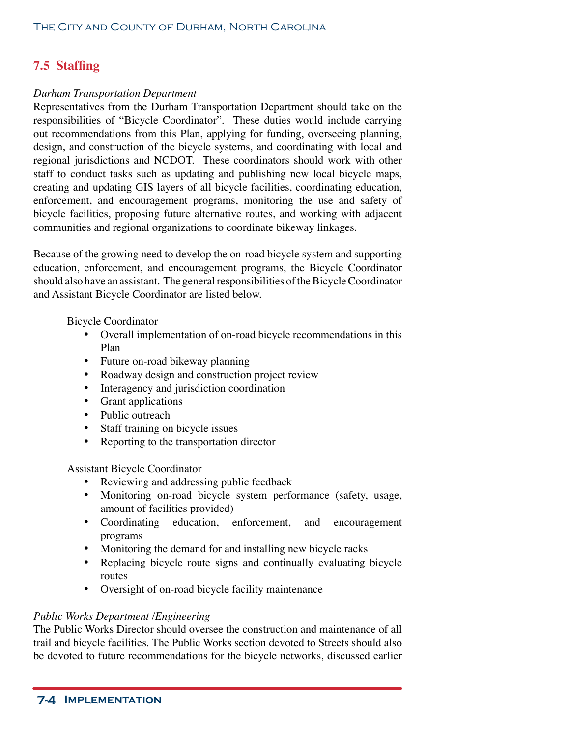## 7.5 Staffing

*Durham Transportation Department*

Representatives from the Durham Transportation Department should take on the responsibilities of "Bicycle Coordinator". These duties would include carrying out recommendations from this Plan, applying for funding, overseeing planning, design, and construction of the bicycle systems, and coordinating with local and regional jurisdictions and NCDOT. These coordinators should work with other staff to conduct tasks such as updating and publishing new local bicycle maps, creating and updating GIS layers of all bicycle facilities, coordinating education, enforcement, and encouragement programs, monitoring the use and safety of bicycle facilities, proposing future alternative routes, and working with adjacent communities and regional organizations to coordinate bikeway linkages.

Because of the growing need to develop the on-road bicycle system and supporting education, enforcement, and encouragement programs, the Bicycle Coordinator should also have an assistant. The general responsibilities of the Bicycle Coordinator and Assistant Bicycle Coordinator are listed below.

Bicycle Coordinator

- Overall implementation of on-road bicycle recommendations in this Plan
- Future on-road bikeway planning
- Roadway design and construction project review
- Interagency and jurisdiction coordination
- Grant applications
- Public outreach
- Staff training on bicycle issues
- Reporting to the transportation director

Assistant Bicycle Coordinator

- Reviewing and addressing public feedback
- Monitoring on-road bicycle system performance (safety, usage, amount of facilities provided)
- Coordinating education, enforcement, and encouragement programs
- Monitoring the demand for and installing new bicycle racks
- Replacing bicycle route signs and continually evaluating bicycle routes
- Oversight of on-road bicycle facility maintenance

*Public Works Department /Engineering*

The Public Works Director should oversee the construction and maintenance of all trail and bicycle facilities. The Public Works section devoted to Streets should also be devoted to future recommendations for the bicycle networks, discussed earlier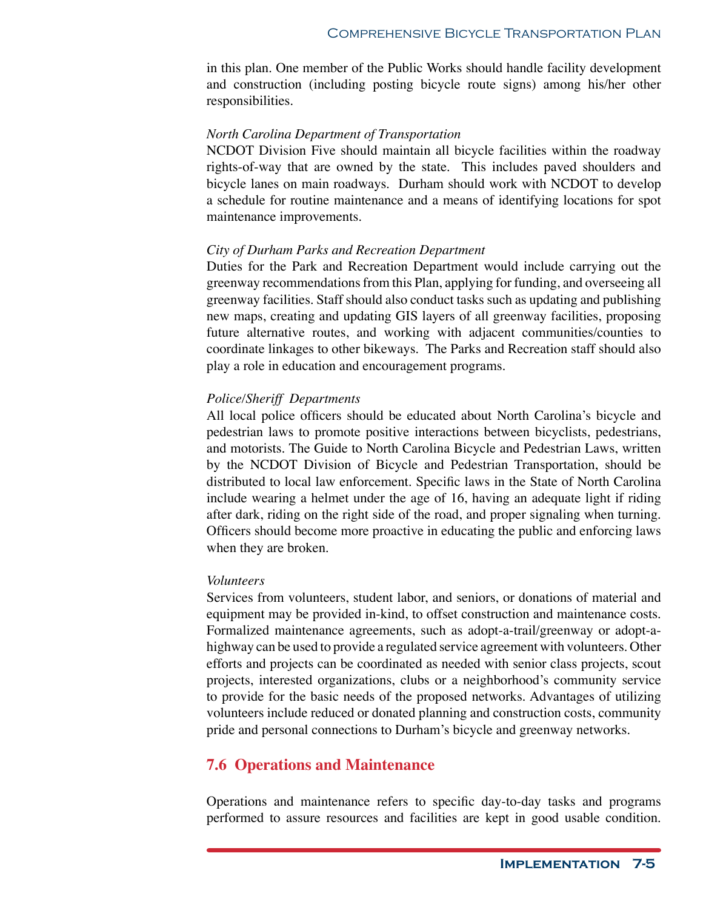in this plan. One member of the Public Works should handle facility development and construction (including posting bicycle route signs) among his/her other responsibilities.

*North Carolina Department of Transportation*

NCDOT Division Five should maintain all bicycle facilities within the roadway rights-of-way that are owned by the state. This includes paved shoulders and bicycle lanes on main roadways. Durham should work with NCDOT to develop a schedule for routine maintenance and a means of identifying locations for spot maintenance improvements.

*City of Durham Parks and Recreation Department*

Duties for the Park and Recreation Department would include carrying out the greenway recommendations from this Plan, applying for funding, and overseeing all greenway facilities. Staff should also conduct tasks such as updating and publishing new maps, creating and updating GIS layers of all greenway facilities, proposing future alternative routes, and working with adjacent communities/counties to coordinate linkages to other bikeways. The Parks and Recreation staff should also play a role in education and encouragement programs.

*Police/Sheriff Departments*

All local police officers should be educated about North Carolina's bicycle and pedestrian laws to promote positive interactions between bicyclists, pedestrians, and motorists. The Guide to North Carolina Bicycle and Pedestrian Laws, written by the NCDOT Division of Bicycle and Pedestrian Transportation, should be distributed to local law enforcement. Specific laws in the State of North Carolina include wearing a helmet under the age of 16, having an adequate light if riding after dark, riding on the right side of the road, and proper signaling when turning. Officers should become more proactive in educating the public and enforcing laws when they are broken.

*Volunteers*

Services from volunteers, student labor, and seniors, or donations of material and equipment may be provided in-kind, to offset construction and maintenance costs. Formalized maintenance agreements, such as adopt-a-trail/greenway or adopt-a-highway can be used to provide a regulated service agreement with volunteers. Other efforts and projects can be coordinated as needed with senior class projects, scout projects, interested organizations, clubs or a neighborhood's community service to provide for the basic needs of the proposed networks. Advantages of utilizing volunteers include reduced or donated planning and construction costs, community pride and personal connections to Durham's bicycle and greenway networks.

## 7.6 Operations and Maintenance

Operations and maintenance refers to specific day-to-day tasks and programs performed to assure resources and facilities are kept in good usable condition.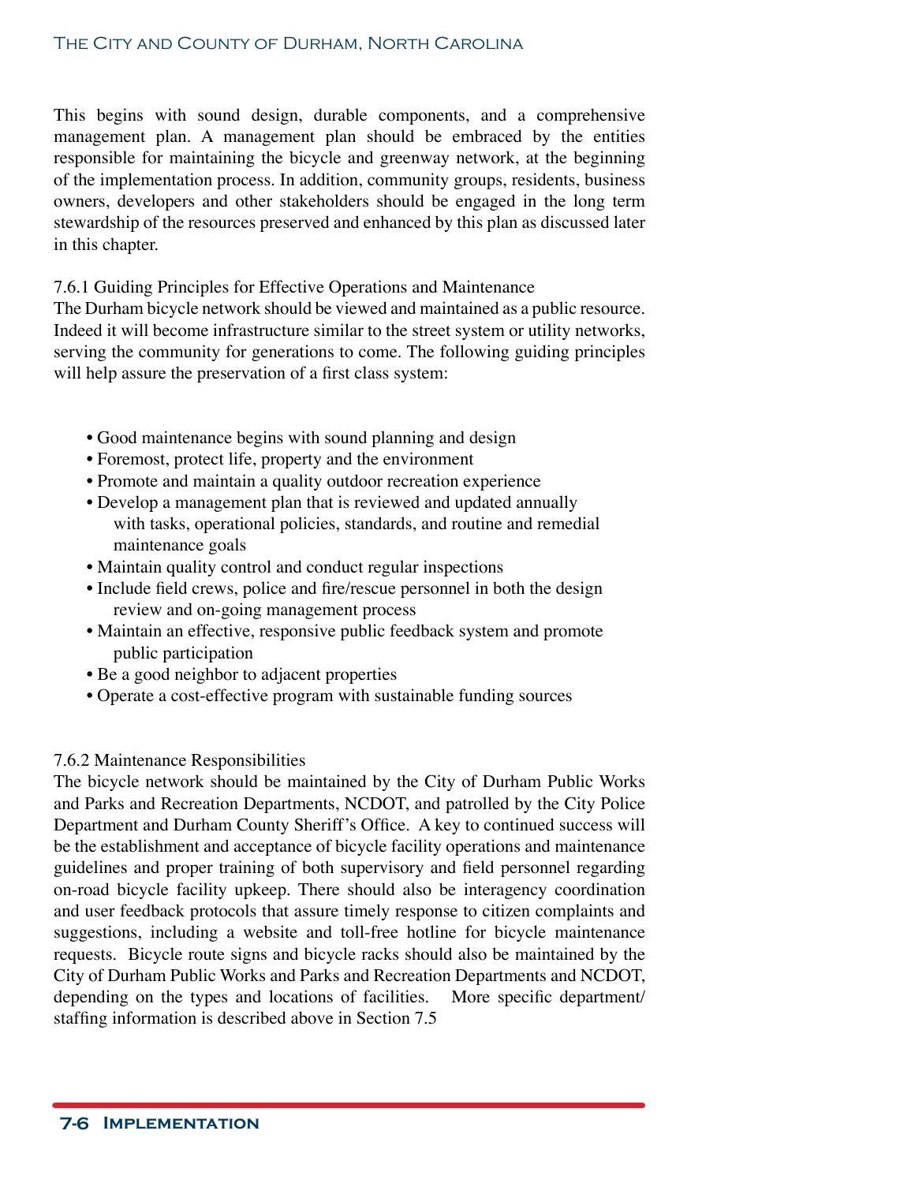This begins with sound design, durable components, and a comprehensive management plan. A management plan should be embraced by the entities responsible for maintaining the bicycle and greenway network, at the beginning of the implementation process. In addition, community groups, residents, business owners, developers and other stakeholders should be engaged in the long term stewardship of the resources preserved and enhanced by this plan as discussed later in this chapter.

### 7.6.1 Guiding Principles for Effective Operations and Maintenance

The Durham bicycle network should be viewed and maintained as a public resource. Indeed it will become infrastructure similar to the street system or utility networks, serving the community for generations to come. The following guiding principles will help assure the preservation of a first class system:

- Good maintenance begins with sound planning and design
- Foremost, protect life, property and the environment
- Promote and maintain a quality outdoor recreation experience
- Develop a management plan that is reviewed and updated annually with tasks, operational policies, standards, and routine and remedial maintenance goals
- Maintain quality control and conduct regular inspections
- Include field crews, police and fire/rescue personnel in both the design review and on-going management process
- Maintain an effective, responsive public feedback system and promote public participation
- Be a good neighbor to adjacent properties
- Operate a cost-effective program with sustainable funding sources

### 7.6.2 Maintenance Responsibilities

The bicycle network should be maintained by the City of Durham Public Works and Parks and Recreation Departments, NCDOT, and patrolled by the City Police Department and Durham County Sheriff's Office. A key to continued success will be the establishment and acceptance of bicycle facility operations and maintenance guidelines and proper training of both supervisory and field personnel regarding on-road bicycle facility upkeep. There should also be interagency coordination and user feedback protocols that assure timely response to citizen complaints and suggestions, including a website and toll-free hotline for bicycle maintenance requests. Bicycle route signs and bicycle racks should also be maintained by the City of Durham Public Works and Parks and Recreation Departments and NCDOT, depending on the types and locations of facilities. More specific department/staffing information is described above in Section 7.5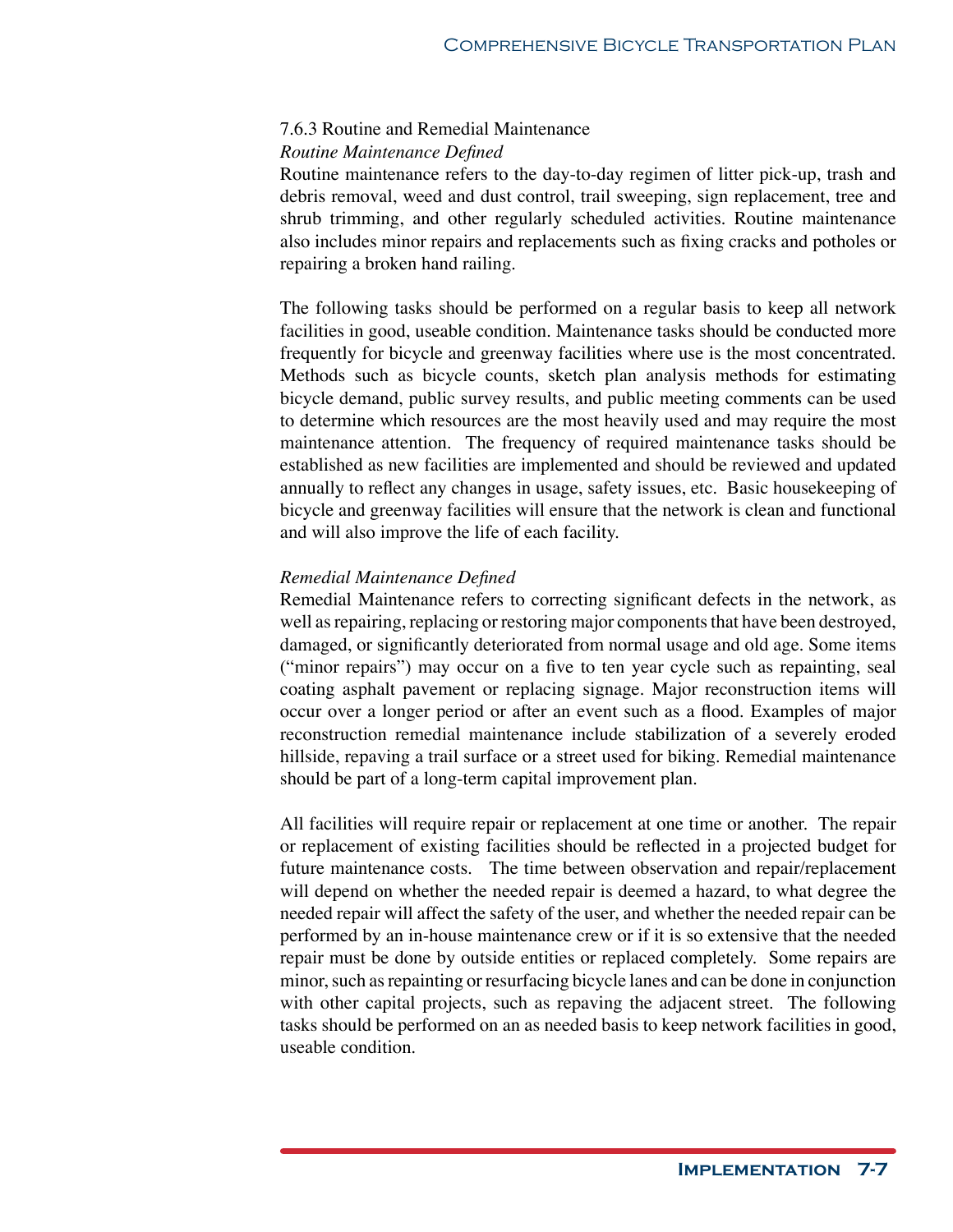### 7.6.3 Routine and Remedial Maintenance

*Routine Maintenance Defined*

Routine maintenance refers to the day-to-day regimen of litter pick-up, trash and debris removal, weed and dust control, trail sweeping, sign replacement, tree and shrub trimming, and other regularly scheduled activities. Routine maintenance also includes minor repairs and replacements such as fixing cracks and potholes or repairing a broken hand railing.

The following tasks should be performed on a regular basis to keep all network facilities in good, useable condition. Maintenance tasks should be conducted more frequently for bicycle and greenway facilities where use is the most concentrated. Methods such as bicycle counts, sketch plan analysis methods for estimating bicycle demand, public survey results, and public meeting comments can be used to determine which resources are the most heavily used and may require the most maintenance attention. The frequency of required maintenance tasks should be established as new facilities are implemented and should be reviewed and updated annually to reflect any changes in usage, safety issues, etc. Basic housekeeping of bicycle and greenway facilities will ensure that the network is clean and functional and will also improve the life of each facility.

*Remedial Maintenance Defined*

Remedial Maintenance refers to correcting significant defects in the network, as well as repairing, replacing or restoring major components that have been destroyed, damaged, or significantly deteriorated from normal usage and old age. Some items ("minor repairs") may occur on a five to ten year cycle such as repainting, seal coating asphalt pavement or replacing signage. Major reconstruction items will occur over a longer period or after an event such as a flood. Examples of major reconstruction remedial maintenance include stabilization of a severely eroded hillside, repaving a trail surface or a street used for biking. Remedial maintenance should be part of a long-term capital improvement plan.

All facilities will require repair or replacement at one time or another. The repair or replacement of existing facilities should be reflected in a projected budget for future maintenance costs. The time between observation and repair/replacement will depend on whether the needed repair is deemed a hazard, to what degree the needed repair will affect the safety of the user, and whether the needed repair can be performed by an in-house maintenance crew or if it is so extensive that the needed repair must be done by outside entities or replaced completely. Some repairs are minor, such as repainting or resurfacing bicycle lanes and can be done in conjunction with other capital projects, such as repaving the adjacent street. The following tasks should be performed on an as needed basis to keep network facilities in good, useable condition.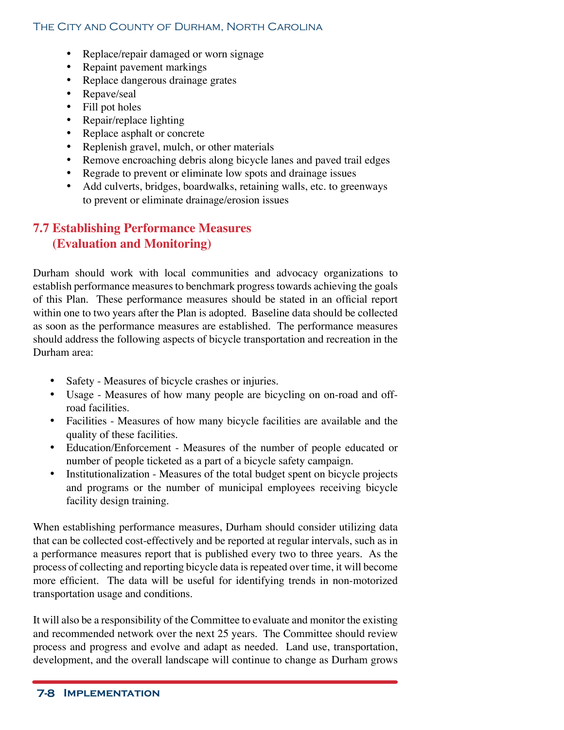- Replace/repair damaged or worn signage
- Repaint pavement markings
- Replace dangerous drainage grates
- Repave/seal
- Fill pot holes
- Repair/replace lighting
- Replace asphalt or concrete
- Replenish gravel, mulch, or other materials
- Remove encroaching debris along bicycle lanes and paved trail edges
- Regrade to prevent or eliminate low spots and drainage issues
- Add culverts, bridges, boardwalks, retaining walls, etc. to greenways to prevent or eliminate drainage/erosion issues

## 7.7 Establishing Performance Measures (Evaluation and Monitoring)

Durham should work with local communities and advocacy organizations to establish performance measures to benchmark progress towards achieving the goals of this Plan. These performance measures should be stated in an official report within one to two years after the Plan is adopted. Baseline data should be collected as soon as the performance measures are established. The performance measures should address the following aspects of bicycle transportation and recreation in the Durham area:

- Safety - Measures of bicycle crashes or injuries.
- Usage - Measures of how many people are bicycling on on-road and off-road facilities.
- Facilities - Measures of how many bicycle facilities are available and the quality of these facilities.
- Education/Enforcement - Measures of the number of people educated or number of people ticketed as a part of a bicycle safety campaign.
- Institutionalization - Measures of the total budget spent on bicycle projects and programs or the number of municipal employees receiving bicycle facility design training.

When establishing performance measures, Durham should consider utilizing data that can be collected cost-effectively and be reported at regular intervals, such as in a performance measures report that is published every two to three years. As the process of collecting and reporting bicycle data is repeated over time, it will become more efficient. The data will be useful for identifying trends in non-motorized transportation usage and conditions.

It will also be a responsibility of the Committee to evaluate and monitor the existing and recommended network over the next 25 years. The Committee should review process and progress and evolve and adapt as needed. Land use, transportation, development, and the overall landscape will continue to change as Durham grows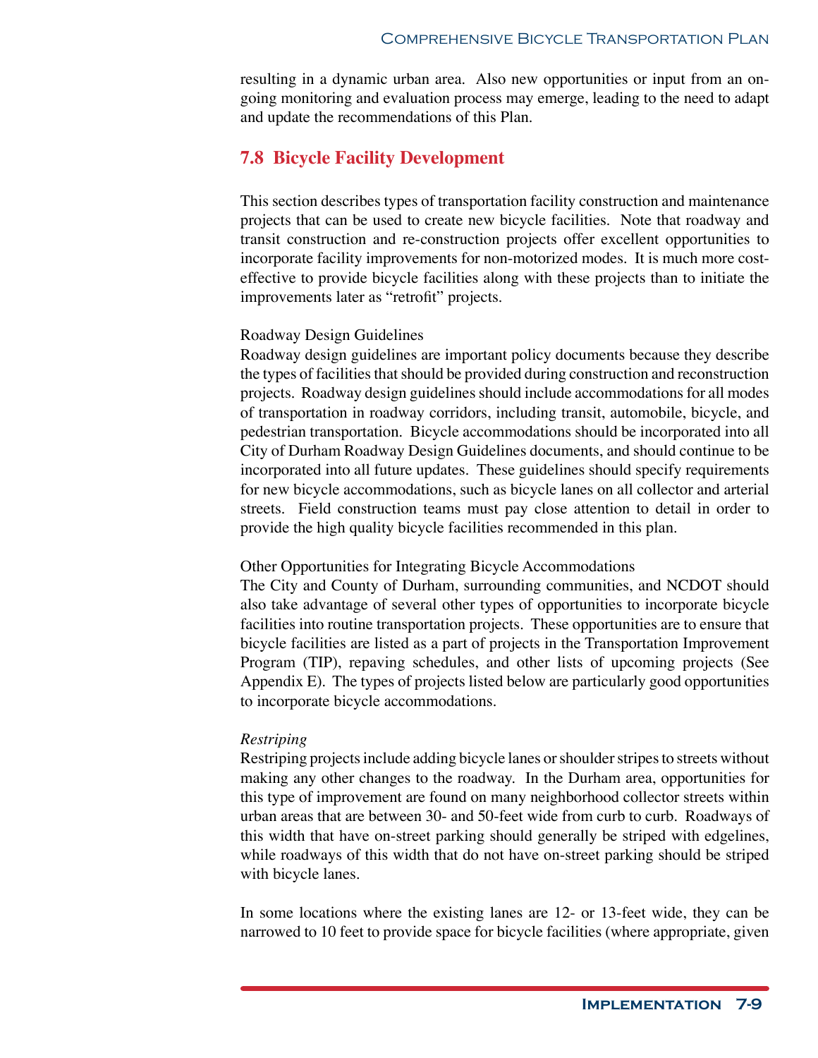resulting in a dynamic urban area. Also new opportunities or input from an on-going monitoring and evaluation process may emerge, leading to the need to adapt and update the recommendations of this Plan.

## 7.8 Bicycle Facility Development

This section describes types of transportation facility construction and maintenance projects that can be used to create new bicycle facilities. Note that roadway and transit construction and re-construction projects offer excellent opportunities to incorporate facility improvements for non-motorized modes. It is much more cost-effective to provide bicycle facilities along with these projects than to initiate the improvements later as "retrofit" projects.

### Roadway Design Guidelines

Roadway design guidelines are important policy documents because they describe the types of facilities that should be provided during construction and reconstruction projects. Roadway design guidelines should include accommodations for all modes of transportation in roadway corridors, including transit, automobile, bicycle, and pedestrian transportation. Bicycle accommodations should be incorporated into all City of Durham Roadway Design Guidelines documents, and should continue to be incorporated into all future updates. These guidelines should specify requirements for new bicycle accommodations, such as bicycle lanes on all collector and arterial streets. Field construction teams must pay close attention to detail in order to provide the high quality bicycle facilities recommended in this plan.

### Other Opportunities for Integrating Bicycle Accommodations

The City and County of Durham, surrounding communities, and NCDOT should also take advantage of several other types of opportunities to incorporate bicycle facilities into routine transportation projects. These opportunities are to ensure that bicycle facilities are listed as a part of projects in the Transportation Improvement Program (TIP), repaving schedules, and other lists of upcoming projects (See Appendix E). The types of projects listed below are particularly good opportunities to incorporate bicycle accommodations.

*Restriping*

Restriping projects include adding bicycle lanes or shoulder stripes to streets without making any other changes to the roadway. In the Durham area, opportunities for this type of improvement are found on many neighborhood collector streets within urban areas that are between 30- and 50-feet wide from curb to curb. Roadways of this width that have on-street parking should generally be striped with edgelines, while roadways of this width that do not have on-street parking should be striped with bicycle lanes.

In some locations where the existing lanes are 12- or 13-feet wide, they can be narrowed to 10 feet to provide space for bicycle facilities (where appropriate, given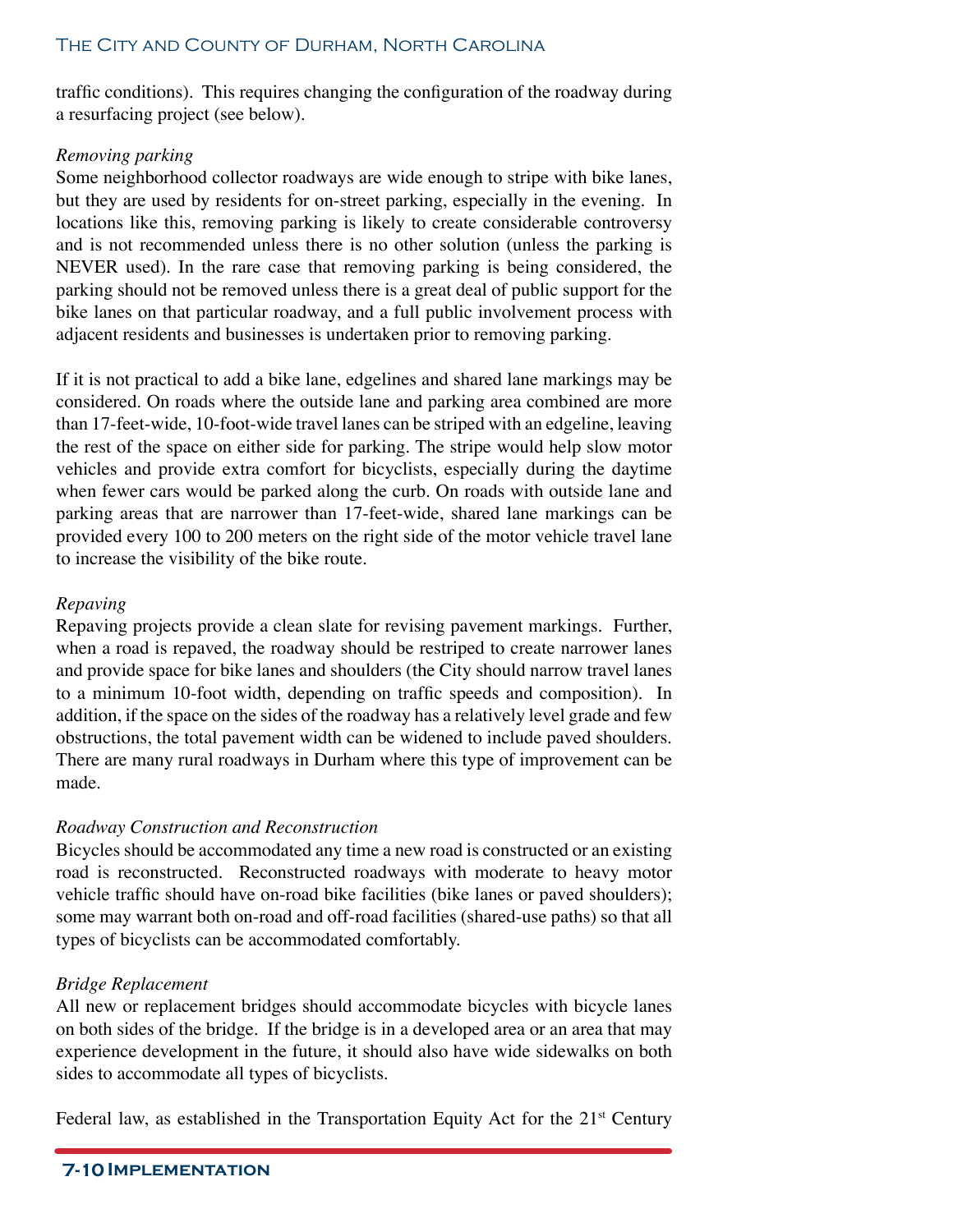traffic conditions). This requires changing the configuration of the roadway during a resurfacing project (see below).

*Removing parking*

Some neighborhood collector roadways are wide enough to stripe with bike lanes, but they are used by residents for on-street parking, especially in the evening. In locations like this, removing parking is likely to create considerable controversy and is not recommended unless there is no other solution (unless the parking is NEVER used). In the rare case that removing parking is being considered, the parking should not be removed unless there is a great deal of public support for the bike lanes on that particular roadway, and a full public involvement process with adjacent residents and businesses is undertaken prior to removing parking.

If it is not practical to add a bike lane, edgelines and shared lane markings may be considered. On roads where the outside lane and parking area combined are more than 17-feet-wide, 10-foot-wide travel lanes can be striped with an edgeline, leaving the rest of the space on either side for parking. The stripe would help slow motor vehicles and provide extra comfort for bicyclists, especially during the daytime when fewer cars would be parked along the curb. On roads with outside lane and parking areas that are narrower than 17-feet-wide, shared lane markings can be provided every 100 to 200 meters on the right side of the motor vehicle travel lane to increase the visibility of the bike route.

*Repaving*

Repaving projects provide a clean slate for revising pavement markings. Further, when a road is repaved, the roadway should be restriped to create narrower lanes and provide space for bike lanes and shoulders (the City should narrow travel lanes to a minimum 10-foot width, depending on traffic speeds and composition). In addition, if the space on the sides of the roadway has a relatively level grade and few obstructions, the total pavement width can be widened to include paved shoulders. There are many rural roadways in Durham where this type of improvement can be made.

*Roadway Construction and Reconstruction*

Bicycles should be accommodated any time a new road is constructed or an existing road is reconstructed. Reconstructed roadways with moderate to heavy motor vehicle traffic should have on-road bike facilities (bike lanes or paved shoulders); some may warrant both on-road and off-road facilities (shared-use paths) so that all types of bicyclists can be accommodated comfortably.

*Bridge Replacement*

All new or replacement bridges should accommodate bicycles with bicycle lanes on both sides of the bridge. If the bridge is in a developed area or an area that may experience development in the future, it should also have wide sidewalks on both sides to accommodate all types of bicyclists.

Federal law, as established in the Transportation Equity Act for the 21st Century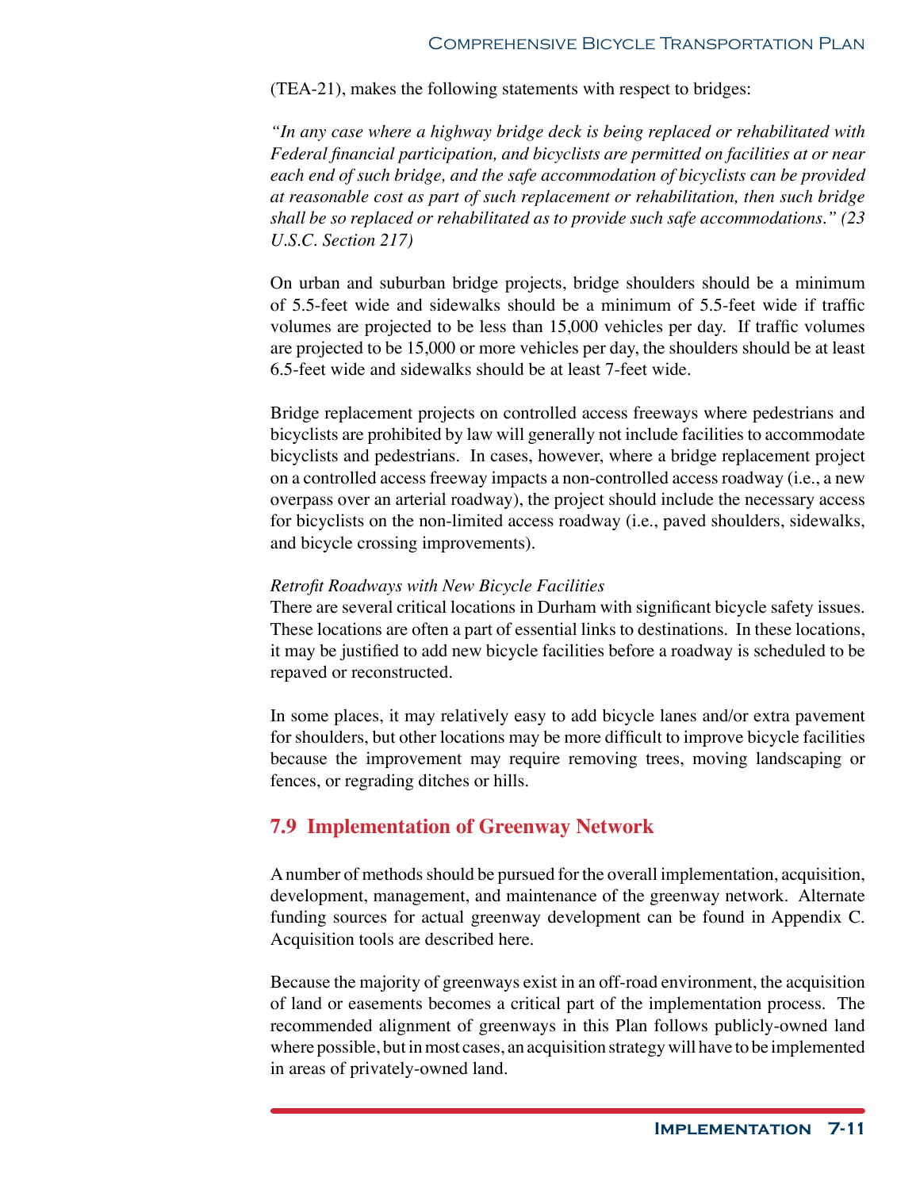(TEA-21), makes the following statements with respect to bridges:

*"In any case where a highway bridge deck is being replaced or rehabilitated with Federal financial participation, and bicyclists are permitted on facilities at or near each end of such bridge, and the safe accommodation of bicyclists can be provided at reasonable cost as part of such replacement or rehabilitation, then such bridge shall be so replaced or rehabilitated as to provide such safe accommodations." (23 U.S.C. Section 217)*

On urban and suburban bridge projects, bridge shoulders should be a minimum of 5.5-feet wide and sidewalks should be a minimum of 5.5-feet wide if traffic volumes are projected to be less than 15,000 vehicles per day. If traffic volumes are projected to be 15,000 or more vehicles per day, the shoulders should be at least 6.5-feet wide and sidewalks should be at least 7-feet wide.

Bridge replacement projects on controlled access freeways where pedestrians and bicyclists are prohibited by law will generally not include facilities to accommodate bicyclists and pedestrians. In cases, however, where a bridge replacement project on a controlled access freeway impacts a non-controlled access roadway (i.e., a new overpass over an arterial roadway), the project should include the necessary access for bicyclists on the non-limited access roadway (i.e., paved shoulders, sidewalks, and bicycle crossing improvements).

*Retrofit Roadways with New Bicycle Facilities*
There are several critical locations in Durham with significant bicycle safety issues. These locations are often a part of essential links to destinations. In these locations, it may be justified to add new bicycle facilities before a roadway is scheduled to be repaved or reconstructed.

In some places, it may relatively easy to add bicycle lanes and/or extra pavement for shoulders, but other locations may be more difficult to improve bicycle facilities because the improvement may require removing trees, moving landscaping or fences, or regrading ditches or hills.

## 7.9 Implementation of Greenway Network

A number of methods should be pursued for the overall implementation, acquisition, development, management, and maintenance of the greenway network. Alternate funding sources for actual greenway development can be found in Appendix C. Acquisition tools are described here.

Because the majority of greenways exist in an off-road environment, the acquisition of land or easements becomes a critical part of the implementation process. The recommended alignment of greenways in this Plan follows publicly-owned land where possible, but in most cases, an acquisition strategy will have to be implemented in areas of privately-owned land.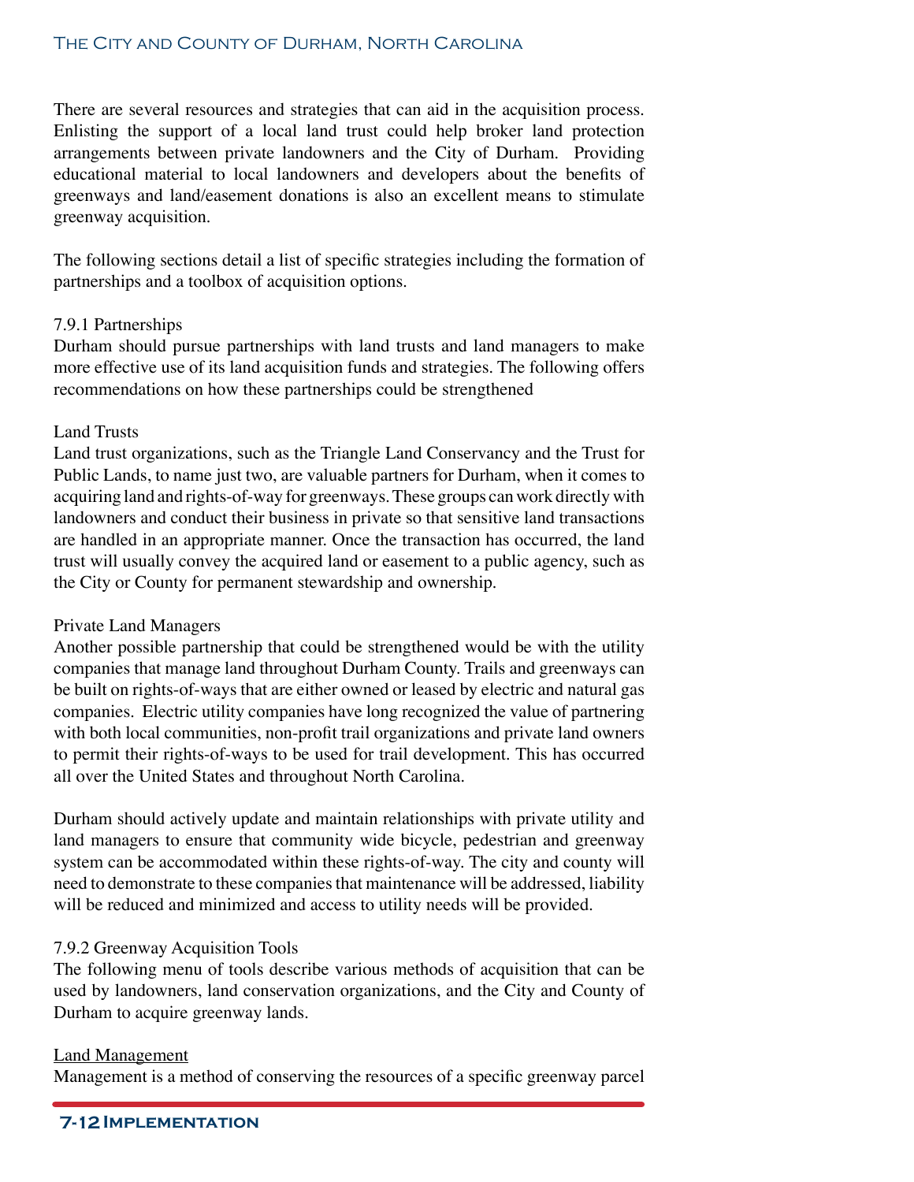There are several resources and strategies that can aid in the acquisition process. Enlisting the support of a local land trust could help broker land protection arrangements between private landowners and the City of Durham. Providing educational material to local landowners and developers about the benefits of greenways and land/easement donations is also an excellent means to stimulate greenway acquisition.

The following sections detail a list of specific strategies including the formation of partnerships and a toolbox of acquisition options.

### 7.9.1 Partnerships

Durham should pursue partnerships with land trusts and land managers to make more effective use of its land acquisition funds and strategies. The following offers recommendations on how these partnerships could be strengthened

#### Land Trusts

Land trust organizations, such as the Triangle Land Conservancy and the Trust for Public Lands, to name just two, are valuable partners for Durham, when it comes to acquiring land and rights-of-way for greenways. These groups can work directly with landowners and conduct their business in private so that sensitive land transactions are handled in an appropriate manner. Once the transaction has occurred, the land trust will usually convey the acquired land or easement to a public agency, such as the City or County for permanent stewardship and ownership.

#### Private Land Managers

Another possible partnership that could be strengthened would be with the utility companies that manage land throughout Durham County. Trails and greenways can be built on rights-of-ways that are either owned or leased by electric and natural gas companies. Electric utility companies have long recognized the value of partnering with both local communities, non-profit trail organizations and private land owners to permit their rights-of-ways to be used for trail development. This has occurred all over the United States and throughout North Carolina.

Durham should actively update and maintain relationships with private utility and land managers to ensure that community wide bicycle, pedestrian and greenway system can be accommodated within these rights-of-way. The city and county will need to demonstrate to these companies that maintenance will be addressed, liability will be reduced and minimized and access to utility needs will be provided.

### 7.9.2 Greenway Acquisition Tools

The following menu of tools describe various methods of acquisition that can be used by landowners, land conservation organizations, and the City and County of Durham to acquire greenway lands.

#### Land Management

Management is a method of conserving the resources of a specific greenway parcel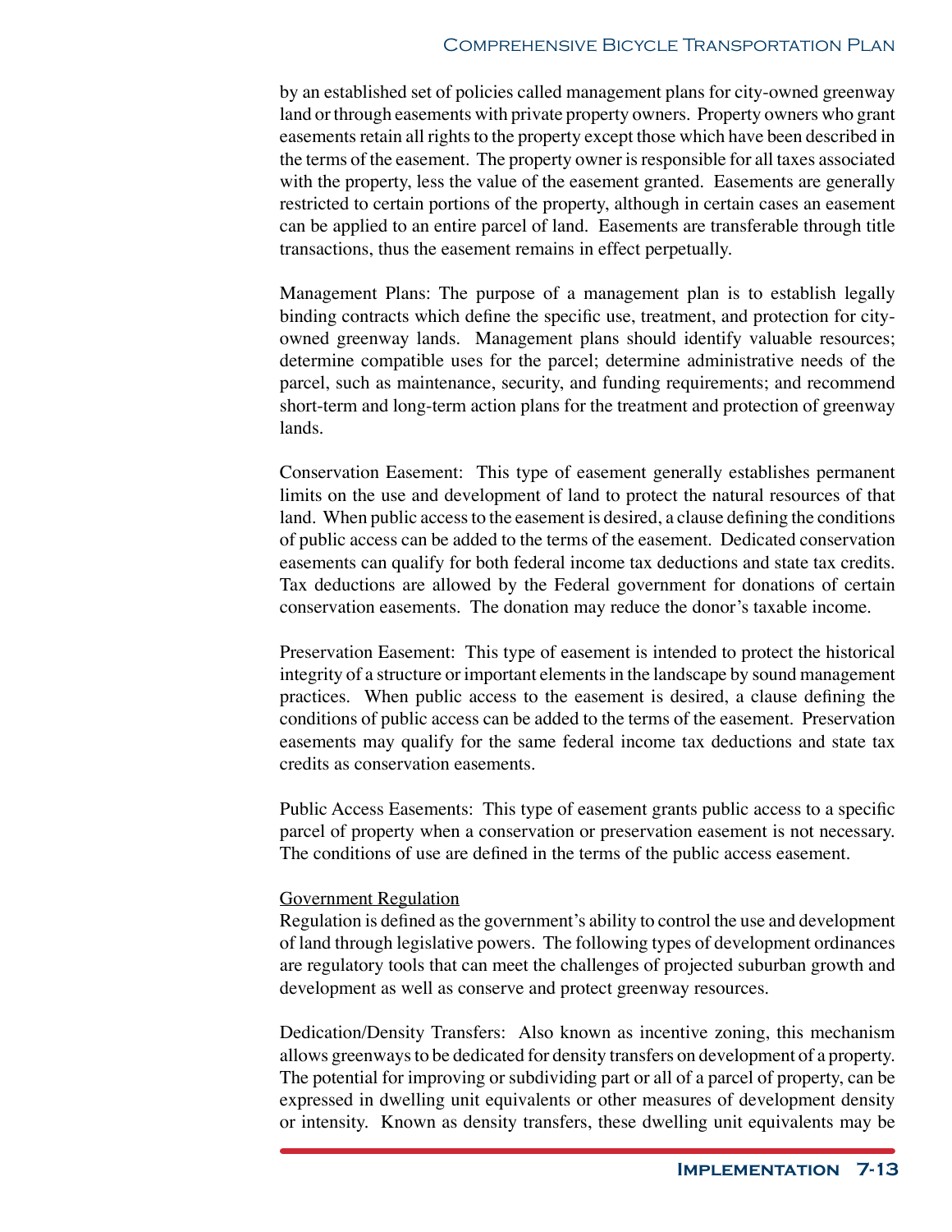by an established set of policies called management plans for city-owned greenway land or through easements with private property owners. Property owners who grant easements retain all rights to the property except those which have been described in the terms of the easement. The property owner is responsible for all taxes associated with the property, less the value of the easement granted. Easements are generally restricted to certain portions of the property, although in certain cases an easement can be applied to an entire parcel of land. Easements are transferable through title transactions, thus the easement remains in effect perpetually.

Management Plans: The purpose of a management plan is to establish legally binding contracts which define the specific use, treatment, and protection for city-owned greenway lands. Management plans should identify valuable resources; determine compatible uses for the parcel; determine administrative needs of the parcel, such as maintenance, security, and funding requirements; and recommend short-term and long-term action plans for the treatment and protection of greenway lands.

Conservation Easement: This type of easement generally establishes permanent limits on the use and development of land to protect the natural resources of that land. When public access to the easement is desired, a clause defining the conditions of public access can be added to the terms of the easement. Dedicated conservation easements can qualify for both federal income tax deductions and state tax credits. Tax deductions are allowed by the Federal government for donations of certain conservation easements. The donation may reduce the donor's taxable income.

Preservation Easement: This type of easement is intended to protect the historical integrity of a structure or important elements in the landscape by sound management practices. When public access to the easement is desired, a clause defining the conditions of public access can be added to the terms of the easement. Preservation easements may qualify for the same federal income tax deductions and state tax credits as conservation easements.

Public Access Easements: This type of easement grants public access to a specific parcel of property when a conservation or preservation easement is not necessary. The conditions of use are defined in the terms of the public access easement.

<u>Government Regulation</u>

Regulation is defined as the government's ability to control the use and development of land through legislative powers. The following types of development ordinances are regulatory tools that can meet the challenges of projected suburban growth and development as well as conserve and protect greenway resources.

Dedication/Density Transfers: Also known as incentive zoning, this mechanism allows greenways to be dedicated for density transfers on development of a property. The potential for improving or subdividing part or all of a parcel of property, can be expressed in dwelling unit equivalents or other measures of development density or intensity. Known as density transfers, these dwelling unit equivalents may be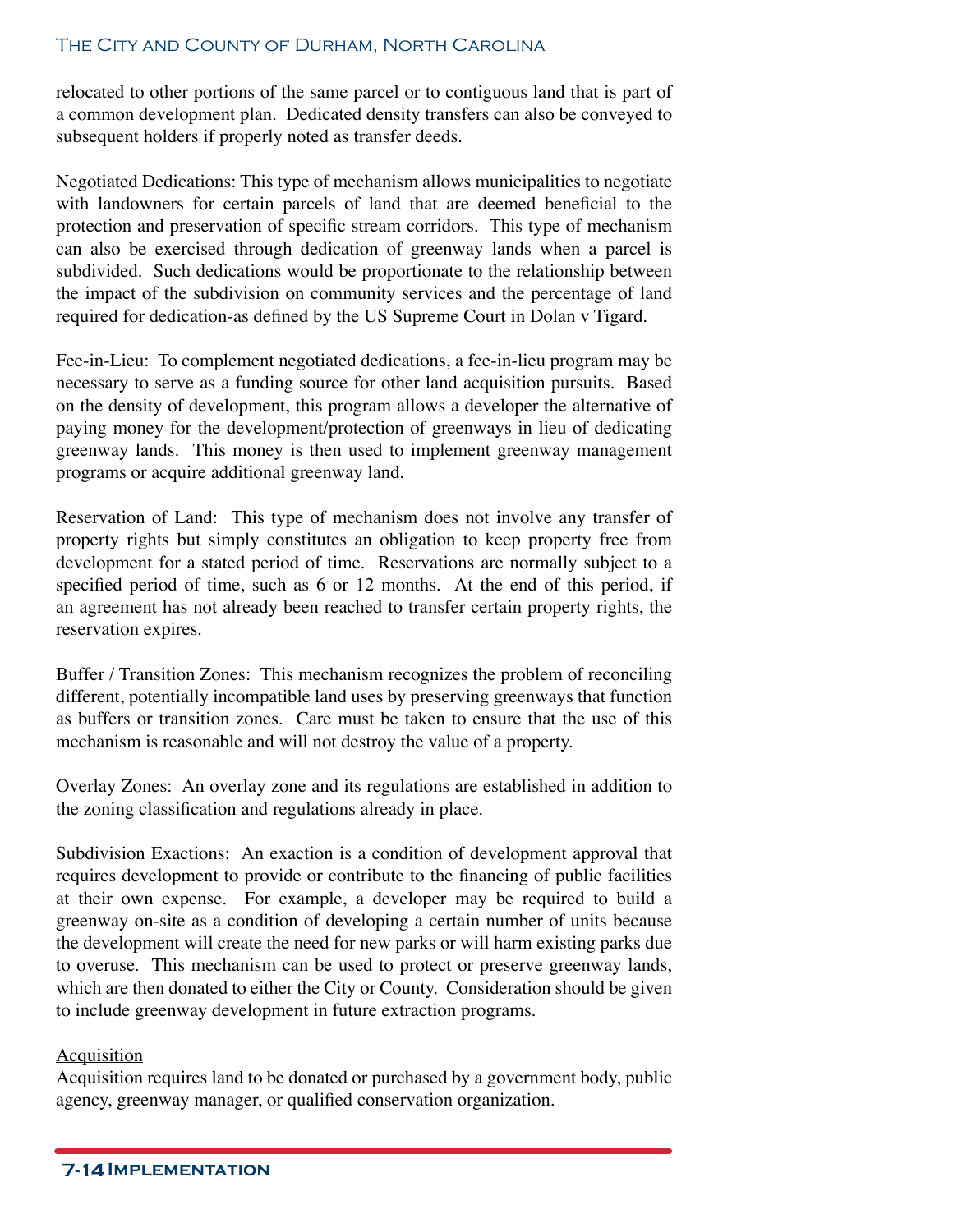relocated to other portions of the same parcel or to contiguous land that is part of a common development plan. Dedicated density transfers can also be conveyed to subsequent holders if properly noted as transfer deeds.

Negotiated Dedications: This type of mechanism allows municipalities to negotiate with landowners for certain parcels of land that are deemed beneficial to the protection and preservation of specific stream corridors. This type of mechanism can also be exercised through dedication of greenway lands when a parcel is subdivided. Such dedications would be proportionate to the relationship between the impact of the subdivision on community services and the percentage of land required for dedication-as defined by the US Supreme Court in Dolan v Tigard.

Fee-in-Lieu: To complement negotiated dedications, a fee-in-lieu program may be necessary to serve as a funding source for other land acquisition pursuits. Based on the density of development, this program allows a developer the alternative of paying money for the development/protection of greenways in lieu of dedicating greenway lands. This money is then used to implement greenway management programs or acquire additional greenway land.

Reservation of Land: This type of mechanism does not involve any transfer of property rights but simply constitutes an obligation to keep property free from development for a stated period of time. Reservations are normally subject to a specified period of time, such as 6 or 12 months. At the end of this period, if an agreement has not already been reached to transfer certain property rights, the reservation expires.

Buffer / Transition Zones: This mechanism recognizes the problem of reconciling different, potentially incompatible land uses by preserving greenways that function as buffers or transition zones. Care must be taken to ensure that the use of this mechanism is reasonable and will not destroy the value of a property.

Overlay Zones: An overlay zone and its regulations are established in addition to the zoning classification and regulations already in place.

Subdivision Exactions: An exaction is a condition of development approval that requires development to provide or contribute to the financing of public facilities at their own expense. For example, a developer may be required to build a greenway on-site as a condition of developing a certain number of units because the development will create the need for new parks or will harm existing parks due to overuse. This mechanism can be used to protect or preserve greenway lands, which are then donated to either the City or County. Consideration should be given to include greenway development in future extraction programs.

<u>Acquisition</u>

Acquisition requires land to be donated or purchased by a government body, public agency, greenway manager, or qualified conservation organization.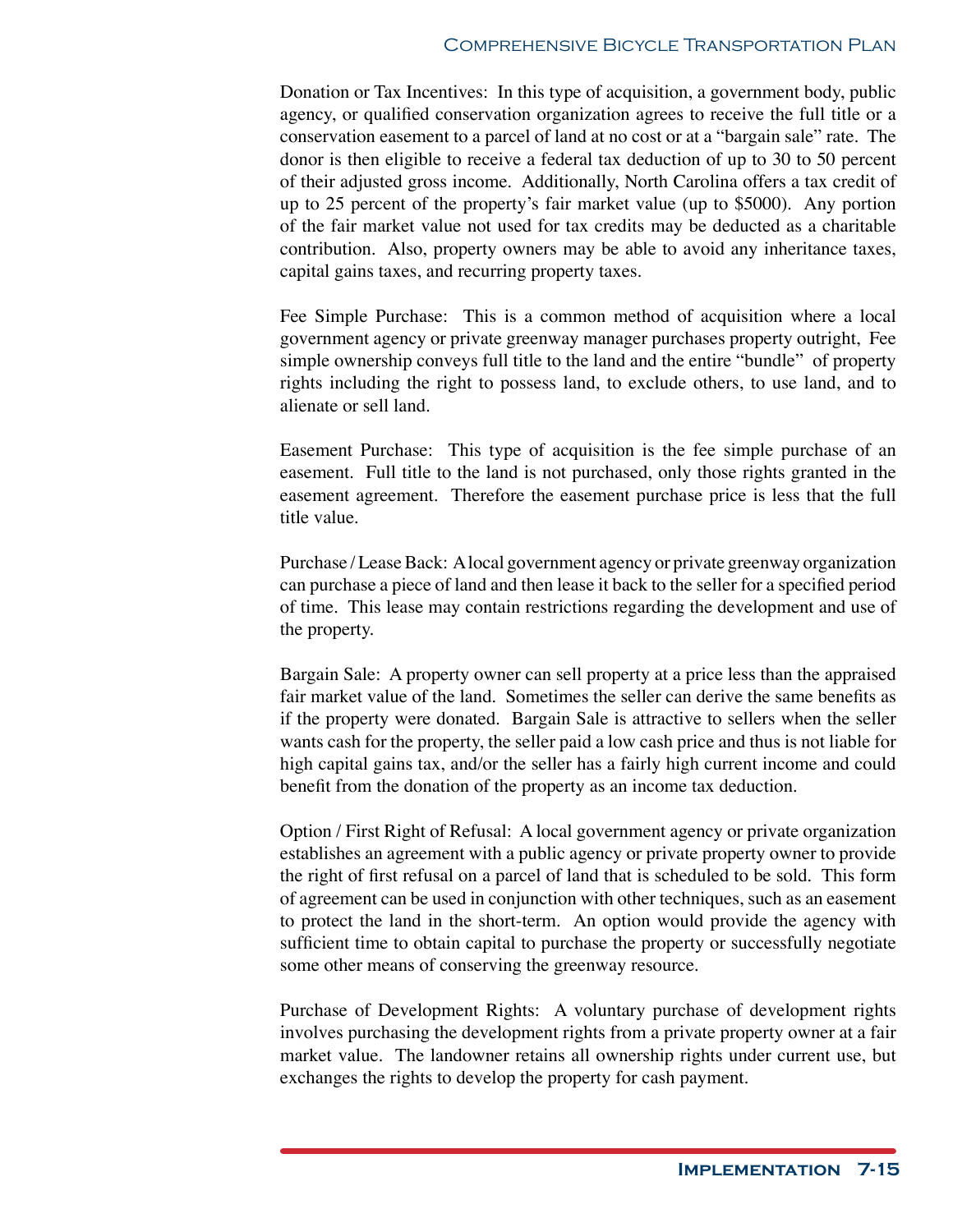Donation or Tax Incentives: In this type of acquisition, a government body, public agency, or qualified conservation organization agrees to receive the full title or a conservation easement to a parcel of land at no cost or at a "bargain sale" rate. The donor is then eligible to receive a federal tax deduction of up to 30 to 50 percent of their adjusted gross income. Additionally, North Carolina offers a tax credit of up to 25 percent of the property's fair market value (up to $5000). Any portion of the fair market value not used for tax credits may be deducted as a charitable contribution. Also, property owners may be able to avoid any inheritance taxes, capital gains taxes, and recurring property taxes.

Fee Simple Purchase: This is a common method of acquisition where a local government agency or private greenway manager purchases property outright, Fee simple ownership conveys full title to the land and the entire "bundle" of property rights including the right to possess land, to exclude others, to use land, and to alienate or sell land.

Easement Purchase: This type of acquisition is the fee simple purchase of an easement. Full title to the land is not purchased, only those rights granted in the easement agreement. Therefore the easement purchase price is less that the full title value.

Purchase / Lease Back: A local government agency or private greenway organization can purchase a piece of land and then lease it back to the seller for a specified period of time. This lease may contain restrictions regarding the development and use of the property.

Bargain Sale: A property owner can sell property at a price less than the appraised fair market value of the land. Sometimes the seller can derive the same benefits as if the property were donated. Bargain Sale is attractive to sellers when the seller wants cash for the property, the seller paid a low cash price and thus is not liable for high capital gains tax, and/or the seller has a fairly high current income and could benefit from the donation of the property as an income tax deduction.

Option / First Right of Refusal: A local government agency or private organization establishes an agreement with a public agency or private property owner to provide the right of first refusal on a parcel of land that is scheduled to be sold. This form of agreement can be used in conjunction with other techniques, such as an easement to protect the land in the short-term. An option would provide the agency with sufficient time to obtain capital to purchase the property or successfully negotiate some other means of conserving the greenway resource.

Purchase of Development Rights: A voluntary purchase of development rights involves purchasing the development rights from a private property owner at a fair market value. The landowner retains all ownership rights under current use, but exchanges the rights to develop the property for cash payment.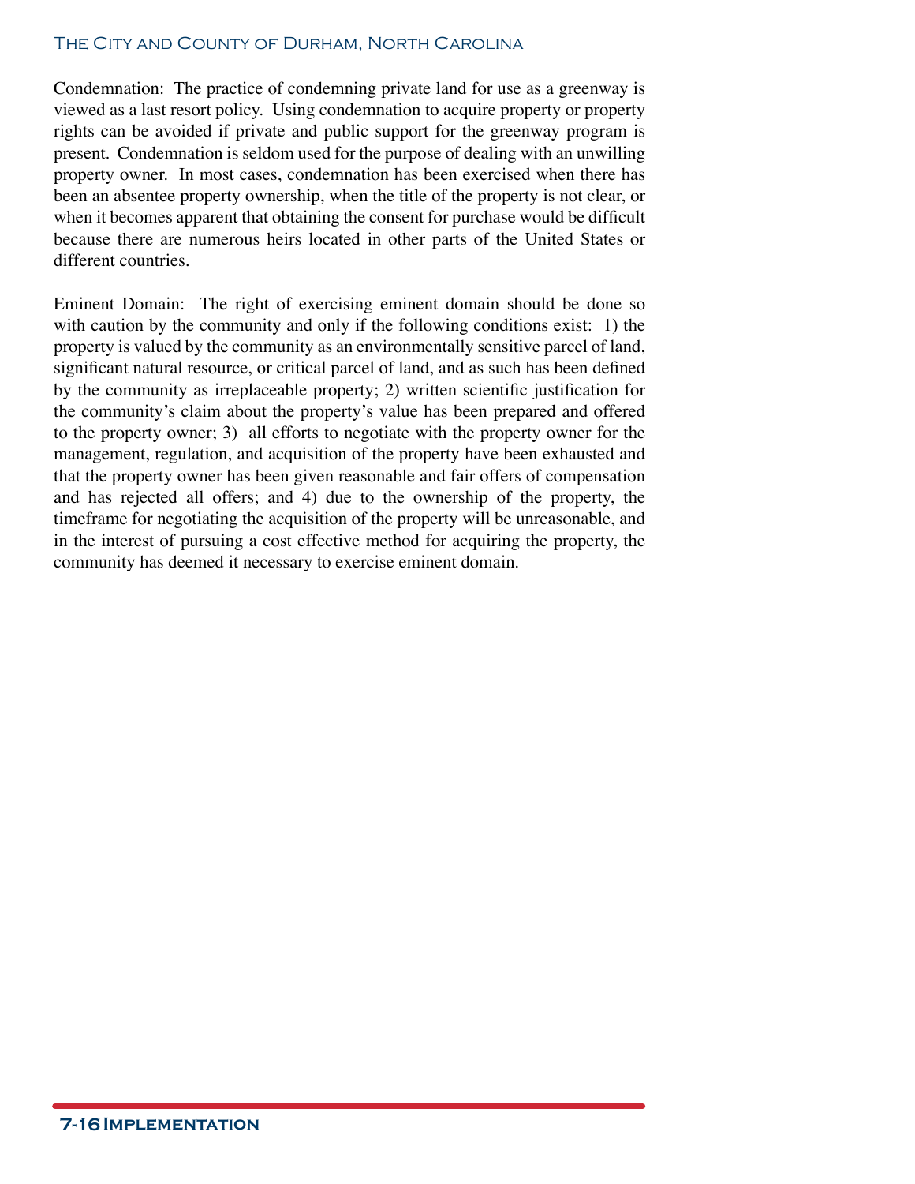Condemnation: The practice of condemning private land for use as a greenway is viewed as a last resort policy. Using condemnation to acquire property or property rights can be avoided if private and public support for the greenway program is present. Condemnation is seldom used for the purpose of dealing with an unwilling property owner. In most cases, condemnation has been exercised when there has been an absentee property ownership, when the title of the property is not clear, or when it becomes apparent that obtaining the consent for purchase would be difficult because there are numerous heirs located in other parts of the United States or different countries.

Eminent Domain: The right of exercising eminent domain should be done so with caution by the community and only if the following conditions exist: 1) the property is valued by the community as an environmentally sensitive parcel of land, significant natural resource, or critical parcel of land, and as such has been defined by the community as irreplaceable property; 2) written scientific justification for the community's claim about the property's value has been prepared and offered to the property owner; 3) all efforts to negotiate with the property owner for the management, regulation, and acquisition of the property have been exhausted and that the property owner has been given reasonable and fair offers of compensation and has rejected all offers; and 4) due to the ownership of the property, the timeframe for negotiating the acquisition of the property will be unreasonable, and in the interest of pursuing a cost effective method for acquiring the property, the community has deemed it necessary to exercise eminent domain.